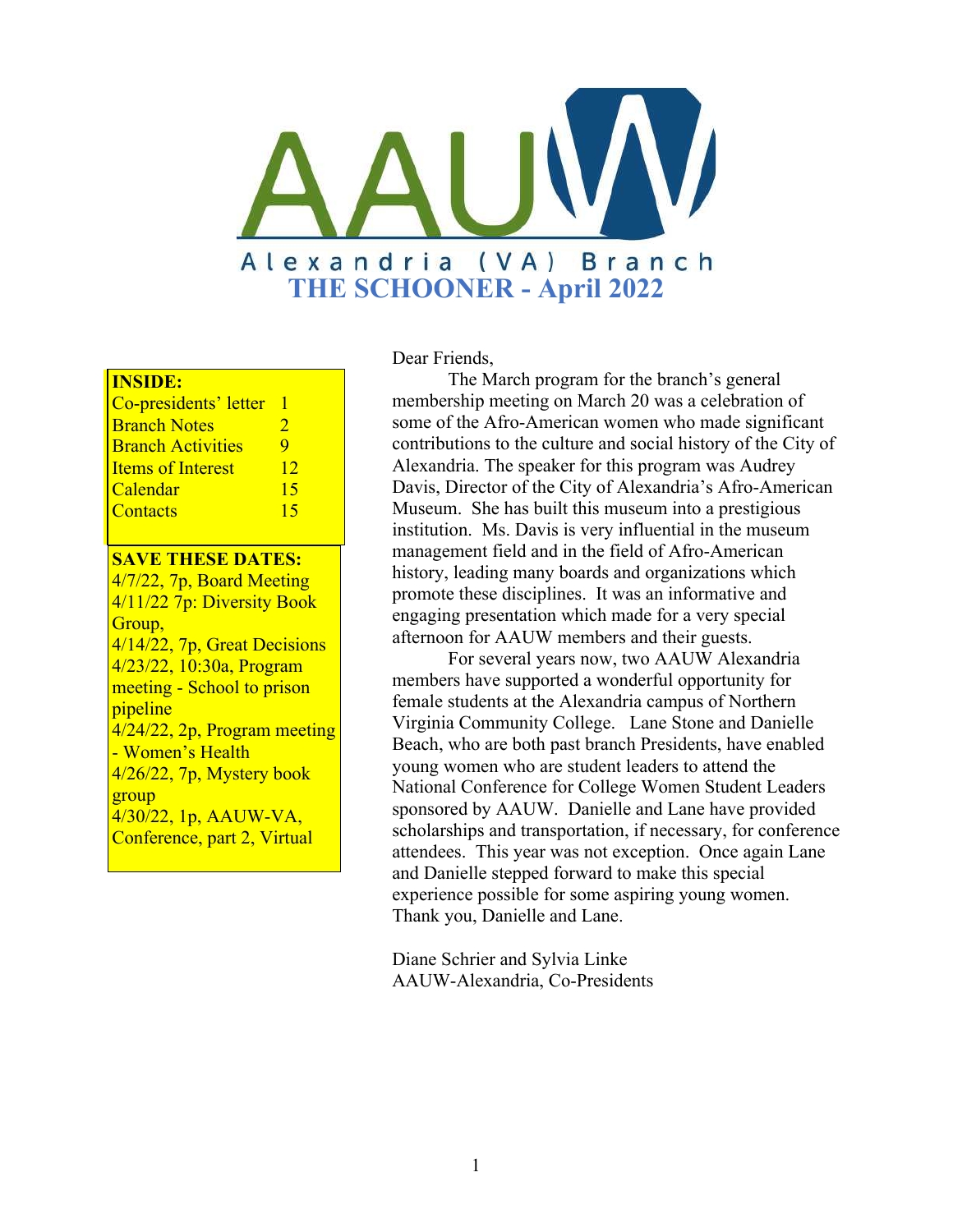# AAUW

Alexandria (VA) Branch

## THE SCHOONER - April 2022

| INSIDE: | |
|---|---|
| Co-presidents' letter | 1 |
| Branch Notes | 2 |
| Branch Activities | 9 |
| Items of Interest | 12 |
| Calendar | 15 |
| Contacts | 15 |

**SAVE THESE DATES:**

4/7/22, 7p, Board Meeting
4/11/22 7p: Diversity Book Group,
4/14/22, 7p, Great Decisions
4/23/22, 10:30a, Program meeting - School to prison pipeline
4/24/22, 2p, Program meeting - Women's Health
4/26/22, 7p, Mystery book group
4/30/22, 1p, AAUW-VA, Conference, part 2, Virtual

Dear Friends,

The March program for the branch's general membership meeting on March 20 was a celebration of some of the Afro-American women who made significant contributions to the culture and social history of the City of Alexandria. The speaker for this program was Audrey Davis, Director of the City of Alexandria's Afro-American Museum. She has built this museum into a prestigious institution. Ms. Davis is very influential in the museum management field and in the field of Afro-American history, leading many boards and organizations which promote these disciplines. It was an informative and engaging presentation which made for a very special afternoon for AAUW members and their guests.

For several years now, two AAUW Alexandria members have supported a wonderful opportunity for female students at the Alexandria campus of Northern Virginia Community College. Lane Stone and Danielle Beach, who are both past branch Presidents, have enabled young women who are student leaders to attend the National Conference for College Women Student Leaders sponsored by AAUW. Danielle and Lane have provided scholarships and transportation, if necessary, for conference attendees. This year was not exception. Once again Lane and Danielle stepped forward to make this special experience possible for some aspiring young women. Thank you, Danielle and Lane.

Diane Schrier and Sylvia Linke
AAUW-Alexandria, Co-Presidents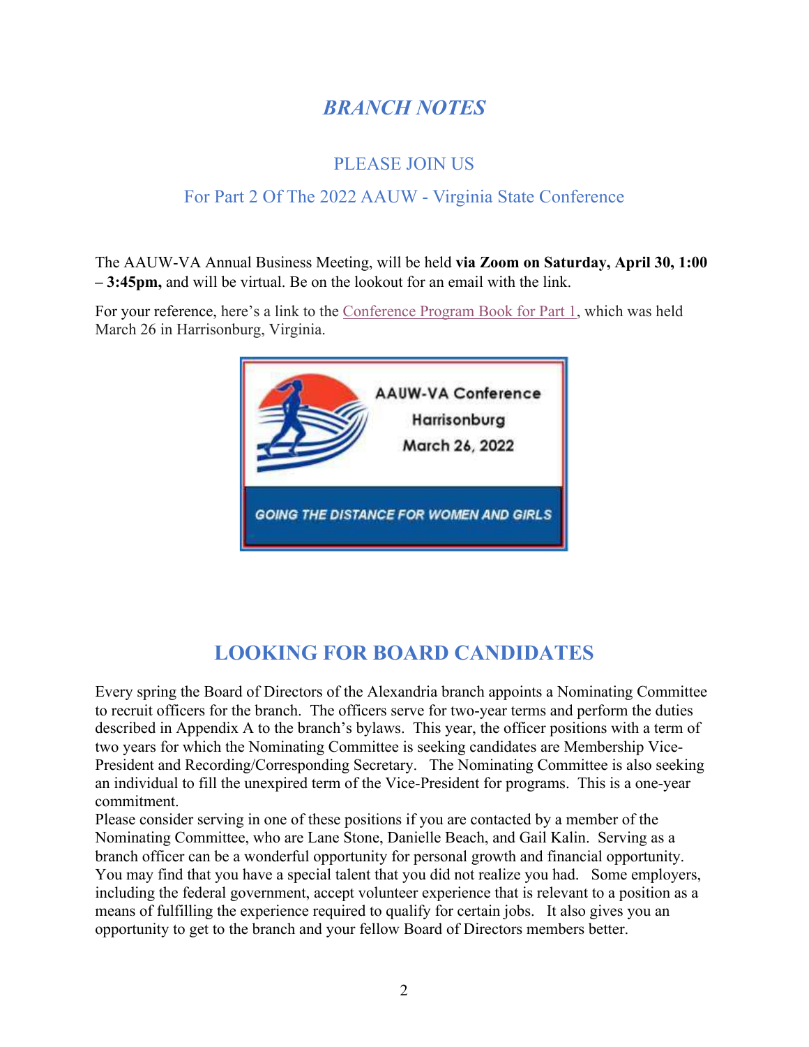# *BRANCH NOTES*

## PLEASE JOIN US

## For Part 2 Of The 2022 AAUW - Virginia State Conference

The AAUW-VA Annual Business Meeting, will be held **via Zoom on Saturday, April 30, 1:00 – 3:45pm,** and will be virtual. Be on the lookout for an email with the link.

For your reference, here's a link to the Conference Program Book for Part 1, which was held March 26 in Harrisonburg, Virginia.

AAUW-VA Conference
Harrisonburg
March 26, 2022

GOING THE DISTANCE FOR WOMEN AND GIRLS

# LOOKING FOR BOARD CANDIDATES

Every spring the Board of Directors of the Alexandria branch appoints a Nominating Committee to recruit officers for the branch. The officers serve for two-year terms and perform the duties described in Appendix A to the branch's bylaws. This year, the officer positions with a term of two years for which the Nominating Committee is seeking candidates are Membership Vice-President and Recording/Corresponding Secretary. The Nominating Committee is also seeking an individual to fill the unexpired term of the Vice-President for programs. This is a one-year commitment.

Please consider serving in one of these positions if you are contacted by a member of the Nominating Committee, who are Lane Stone, Danielle Beach, and Gail Kalin. Serving as a branch officer can be a wonderful opportunity for personal growth and financial opportunity. You may find that you have a special talent that you did not realize you had. Some employers, including the federal government, accept volunteer experience that is relevant to a position as a means of fulfilling the experience required to qualify for certain jobs. It also gives you an opportunity to get to the branch and your fellow Board of Directors members better.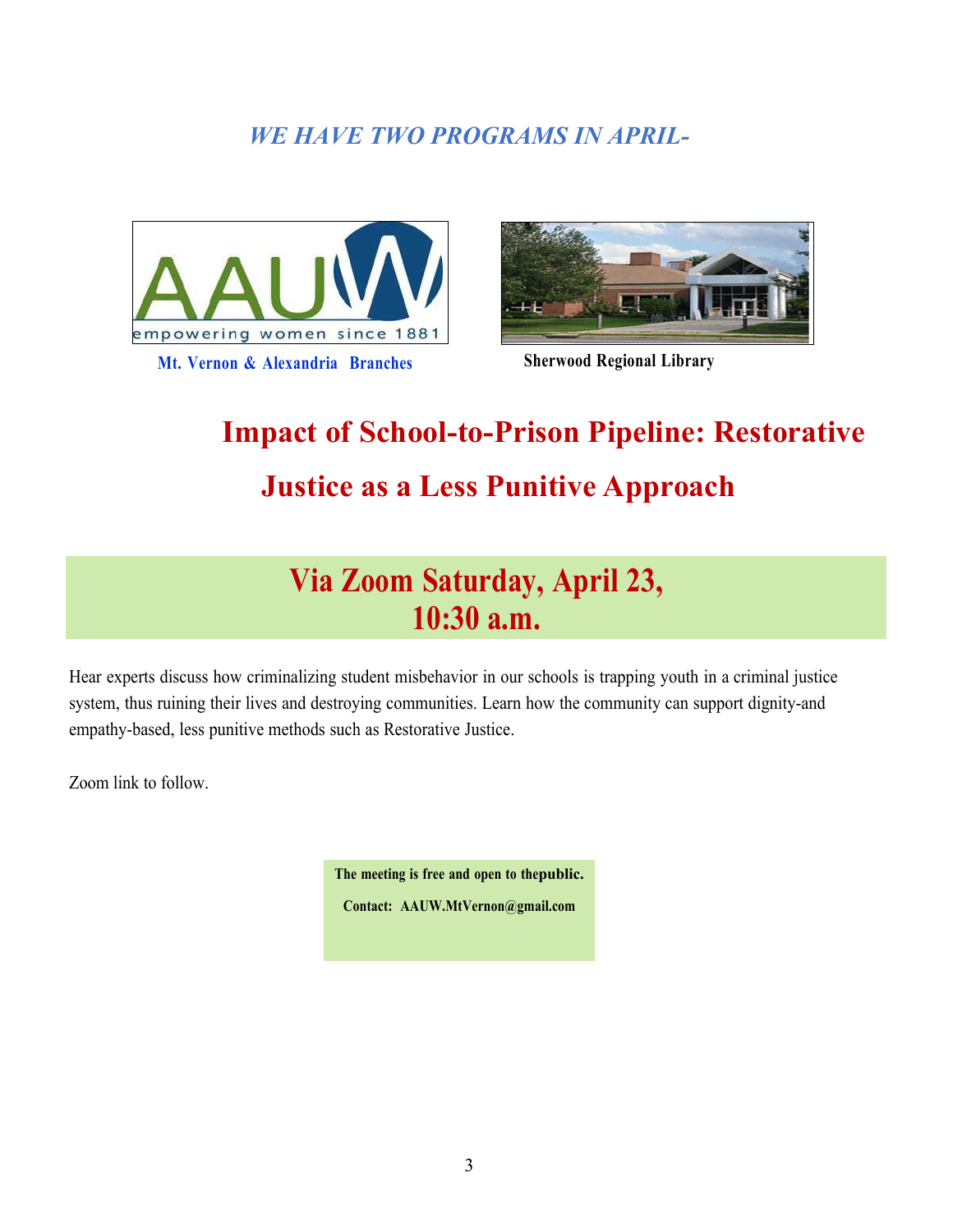*WE HAVE TWO PROGRAMS IN APRIL-*

**Mt. Vernon & Alexandria Branches**

**Sherwood Regional Library**

# Impact of School-to-Prison Pipeline: Restorative Justice as a Less Punitive Approach

## Via Zoom Saturday, April 23, 10:30 a.m.

Hear experts discuss how criminalizing student misbehavior in our schools is trapping youth in a criminal justice system, thus ruining their lives and destroying communities. Learn how the community can support dignity-and empathy-based, less punitive methods such as Restorative Justice.

Zoom link to follow.

**The meeting is free and open to thepublic.**

**Contact: AAUW.MtVernon@gmail.com**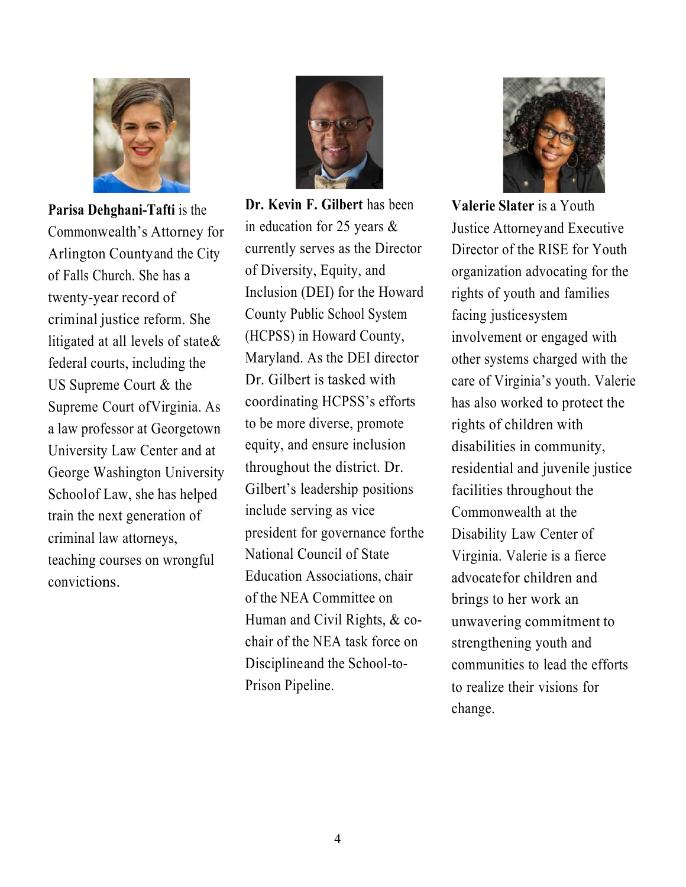**Parisa Dehghani-Tafti** is the Commonwealth's Attorney for Arlington County and the City of Falls Church. She has a twenty-year record of criminal justice reform. She litigated at all levels of state & federal courts, including the US Supreme Court & the Supreme Court of Virginia. As a law professor at Georgetown University Law Center and at George Washington University School of Law, she has helped train the next generation of criminal law attorneys, teaching courses on wrongful convictions.

**Dr. Kevin F. Gilbert** has been in education for 25 years & currently serves as the Director of Diversity, Equity, and Inclusion (DEI) for the Howard County Public School System (HCPSS) in Howard County, Maryland. As the DEI director Dr. Gilbert is tasked with coordinating HCPSS's efforts to be more diverse, promote equity, and ensure inclusion throughout the district. Dr. Gilbert's leadership positions include serving as vice president for governance for the National Council of State Education Associations, chair of the NEA Committee on Human and Civil Rights, & co-chair of the NEA task force on Discipline and the School-to-Prison Pipeline.

**Valerie Slater** is a Youth Justice Attorney and Executive Director of the RISE for Youth organization advocating for the rights of youth and families facing justice system involvement or engaged with other systems charged with the care of Virginia's youth. Valerie has also worked to protect the rights of children with disabilities in community, residential and juvenile justice facilities throughout the Commonwealth at the Disability Law Center of Virginia. Valerie is a fierce advocate for children and brings to her work an unwavering commitment to strengthening youth and communities to lead the efforts to realize their visions for change.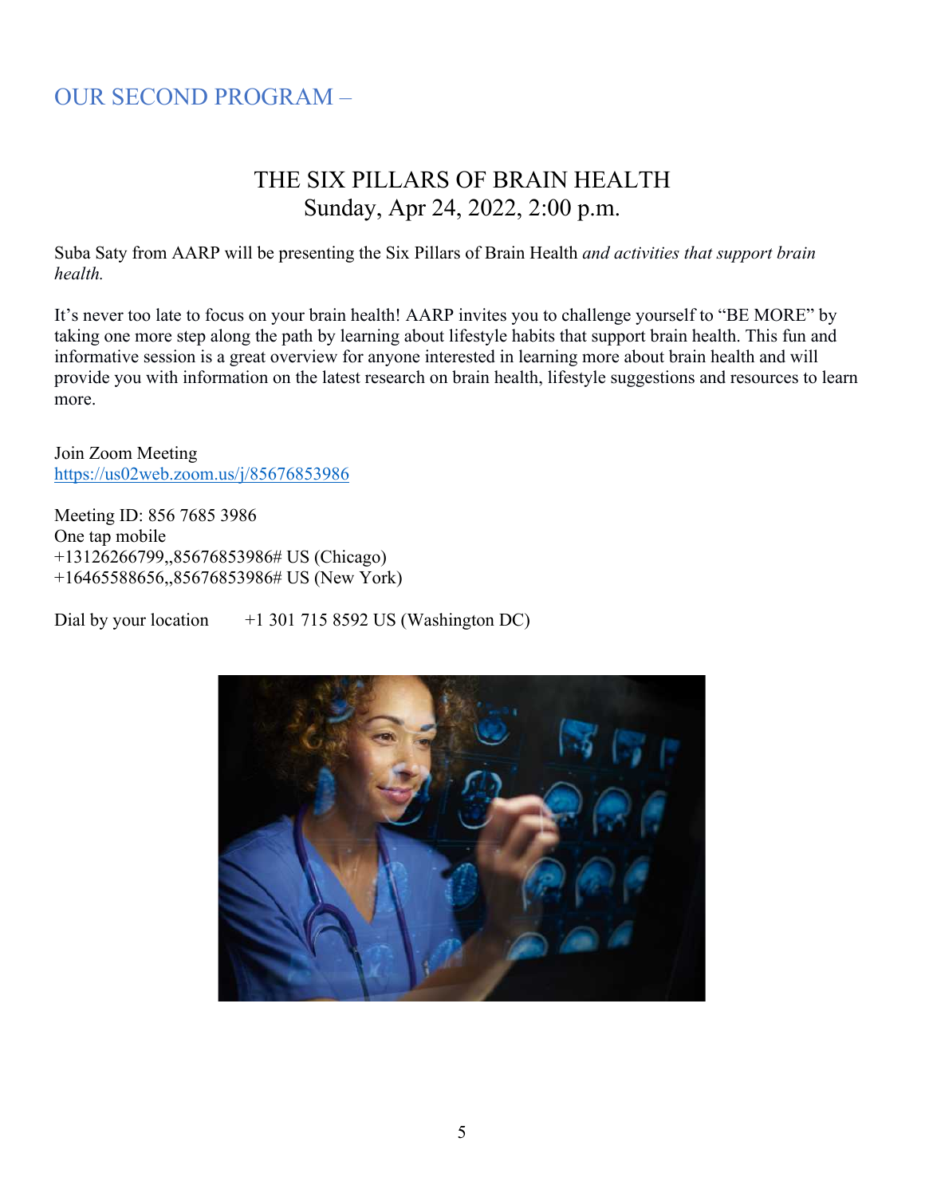## OUR SECOND PROGRAM –

### THE SIX PILLARS OF BRAIN HEALTH
### Sunday, Apr 24, 2022, 2:00 p.m.

Suba Saty from AARP will be presenting the Six Pillars of Brain Health *and activities that support brain health.*

It's never too late to focus on your brain health! AARP invites you to challenge yourself to "BE MORE" by taking one more step along the path by learning about lifestyle habits that support brain health. This fun and informative session is a great overview for anyone interested in learning more about brain health and will provide you with information on the latest research on brain health, lifestyle suggestions and resources to learn more.

Join Zoom Meeting
https://us02web.zoom.us/j/85676853986

Meeting ID: 856 7685 3986
One tap mobile
+13126266799,,85676853986# US (Chicago)
+16465588656,,85676853986# US (New York)

Dial by your location +1 301 715 8592 US (Washington DC)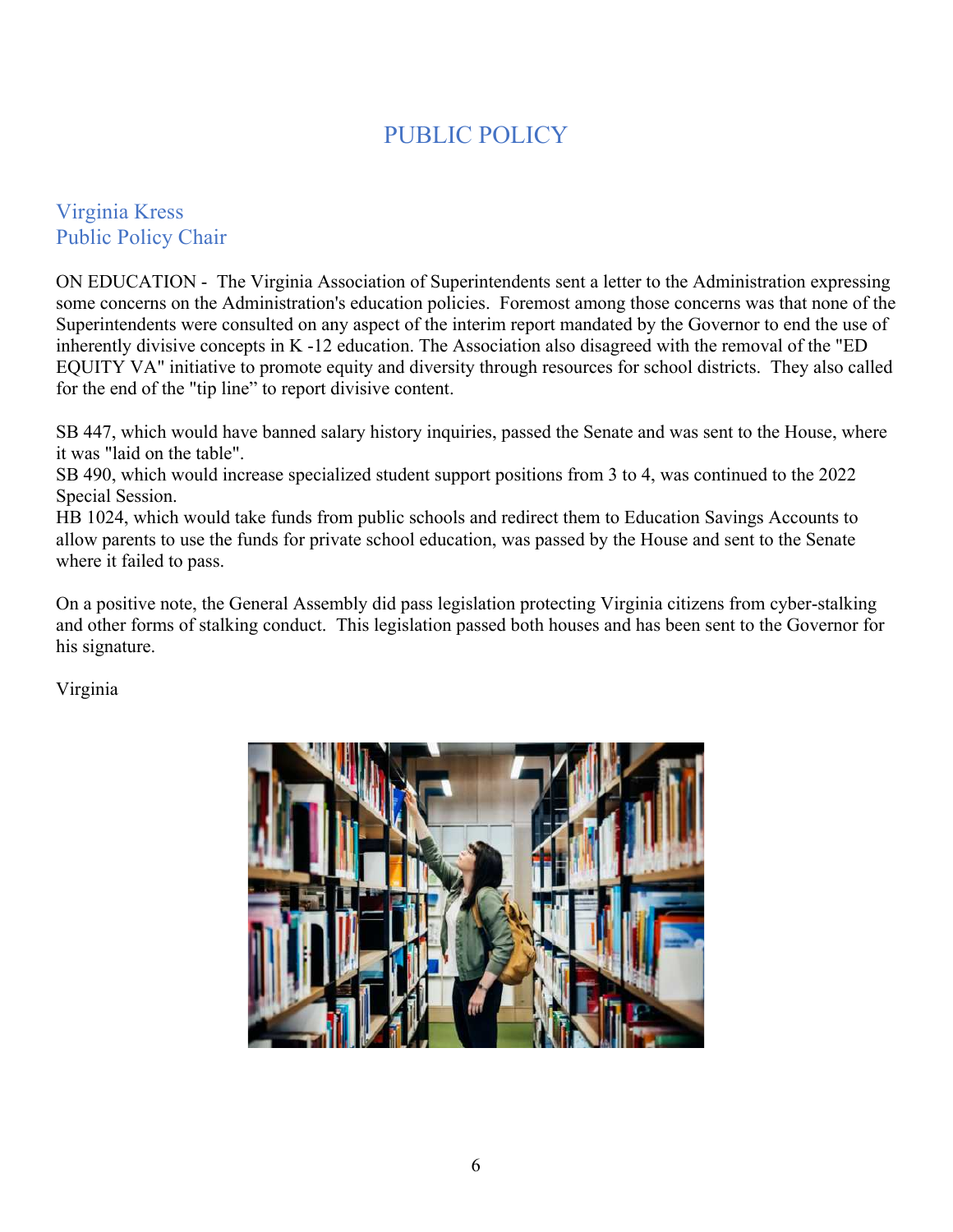# PUBLIC POLICY

## Virginia Kress
## Public Policy Chair

ON EDUCATION - The Virginia Association of Superintendents sent a letter to the Administration expressing some concerns on the Administration's education policies. Foremost among those concerns was that none of the Superintendents were consulted on any aspect of the interim report mandated by the Governor to end the use of inherently divisive concepts in K -12 education. The Association also disagreed with the removal of the "ED EQUITY VA" initiative to promote equity and diversity through resources for school districts. They also called for the end of the "tip line" to report divisive content.

SB 447, which would have banned salary history inquiries, passed the Senate and was sent to the House, where it was "laid on the table".
SB 490, which would increase specialized student support positions from 3 to 4, was continued to the 2022 Special Session.
HB 1024, which would take funds from public schools and redirect them to Education Savings Accounts to allow parents to use the funds for private school education, was passed by the House and sent to the Senate where it failed to pass.

On a positive note, the General Assembly did pass legislation protecting Virginia citizens from cyber-stalking and other forms of stalking conduct. This legislation passed both houses and has been sent to the Governor for his signature.

Virginia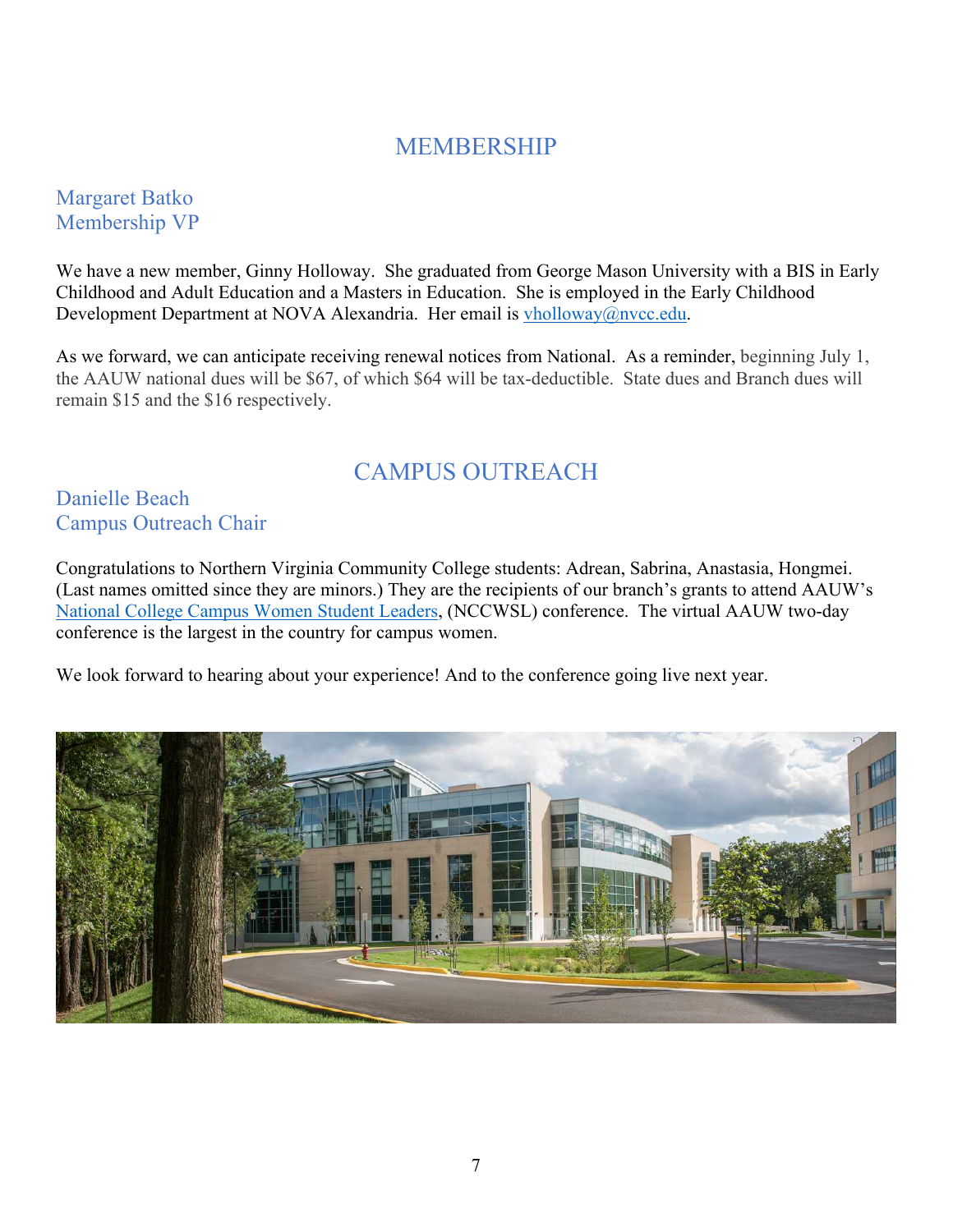## MEMBERSHIP

### Margaret Batko
### Membership VP

We have a new member, Ginny Holloway. She graduated from George Mason University with a BIS in Early Childhood and Adult Education and a Masters in Education. She is employed in the Early Childhood Development Department at NOVA Alexandria. Her email is vholloway@nvcc.edu.

As we forward, we can anticipate receiving renewal notices from National. As a reminder, beginning July 1, the AAUW national dues will be $67, of which $64 will be tax-deductible. State dues and Branch dues will remain $15 and the $16 respectively.

## CAMPUS OUTREACH

### Danielle Beach
### Campus Outreach Chair

Congratulations to Northern Virginia Community College students: Adrean, Sabrina, Anastasia, Hongmei. (Last names omitted since they are minors.) They are the recipients of our branch's grants to attend AAUW's National College Campus Women Student Leaders, (NCCWSL) conference. The virtual AAUW two-day conference is the largest in the country for campus women.

We look forward to hearing about your experience! And to the conference going live next year.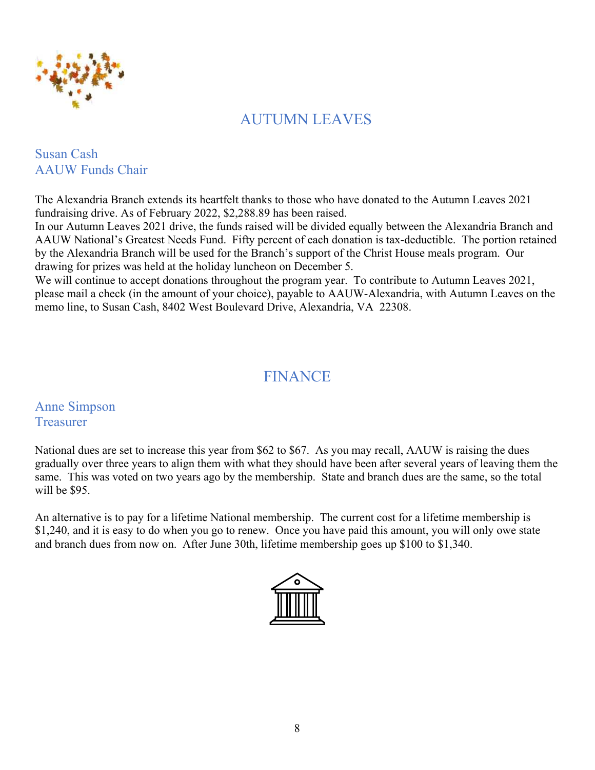## AUTUMN LEAVES

Susan Cash
AAUW Funds Chair

The Alexandria Branch extends its heartfelt thanks to those who have donated to the Autumn Leaves 2021 fundraising drive. As of February 2022, $2,288.89 has been raised.

In our Autumn Leaves 2021 drive, the funds raised will be divided equally between the Alexandria Branch and AAUW National's Greatest Needs Fund. Fifty percent of each donation is tax-deductible. The portion retained by the Alexandria Branch will be used for the Branch's support of the Christ House meals program. Our drawing for prizes was held at the holiday luncheon on December 5.

We will continue to accept donations throughout the program year. To contribute to Autumn Leaves 2021, please mail a check (in the amount of your choice), payable to AAUW-Alexandria, with Autumn Leaves on the memo line, to Susan Cash, 8402 West Boulevard Drive, Alexandria, VA 22308.

## FINANCE

Anne Simpson
Treasurer

National dues are set to increase this year from $62 to $67. As you may recall, AAUW is raising the dues gradually over three years to align them with what they should have been after several years of leaving them the same. This was voted on two years ago by the membership. State and branch dues are the same, so the total will be $95.

An alternative is to pay for a lifetime National membership. The current cost for a lifetime membership is $1,240, and it is easy to do when you go to renew. Once you have paid this amount, you will only owe state and branch dues from now on. After June 30th, lifetime membership goes up $100 to $1,340.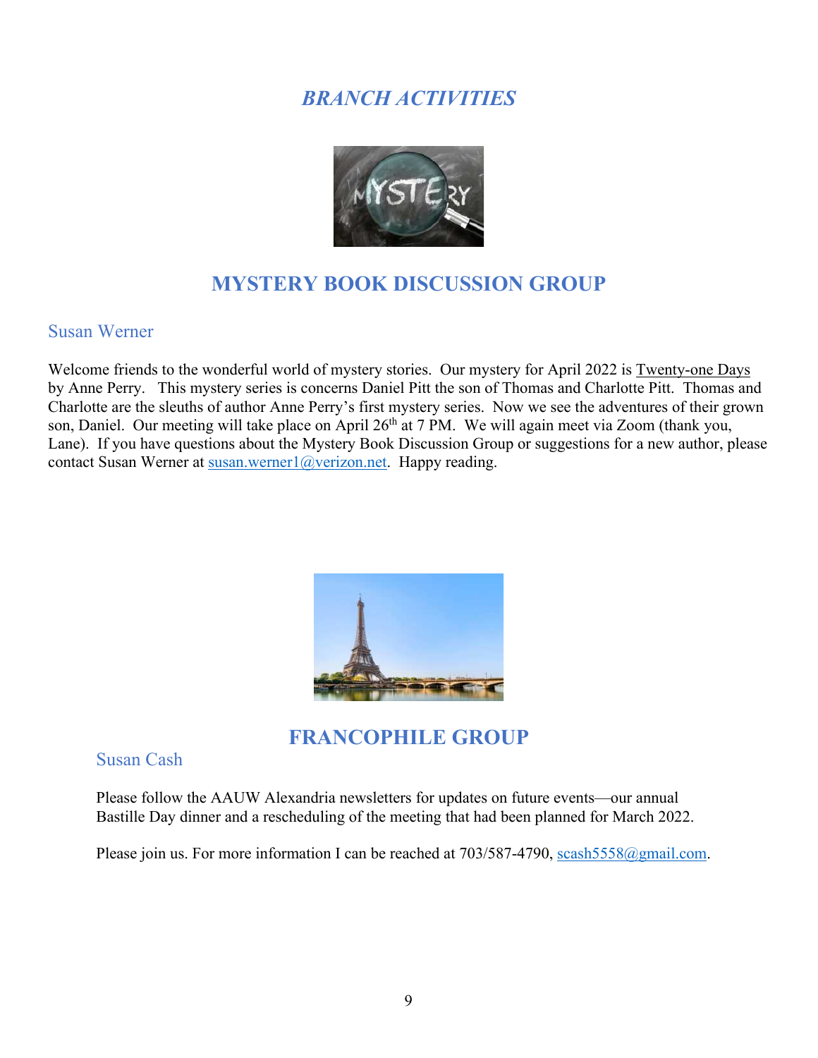# *BRANCH ACTIVITIES*

## MYSTERY BOOK DISCUSSION GROUP

### Susan Werner

Welcome friends to the wonderful world of mystery stories. Our mystery for April 2022 is Twenty-one Days by Anne Perry. This mystery series is concerns Daniel Pitt the son of Thomas and Charlotte Pitt. Thomas and Charlotte are the sleuths of author Anne Perry's first mystery series. Now we see the adventures of their grown son, Daniel. Our meeting will take place on April 26th at 7 PM. We will again meet via Zoom (thank you, Lane). If you have questions about the Mystery Book Discussion Group or suggestions for a new author, please contact Susan Werner at susan.werner1@verizon.net. Happy reading.

## FRANCOPHILE GROUP

### Susan Cash

Please follow the AAUW Alexandria newsletters for updates on future events—our annual Bastille Day dinner and a rescheduling of the meeting that had been planned for March 2022.

Please join us. For more information I can be reached at 703/587-4790, scash5558@gmail.com.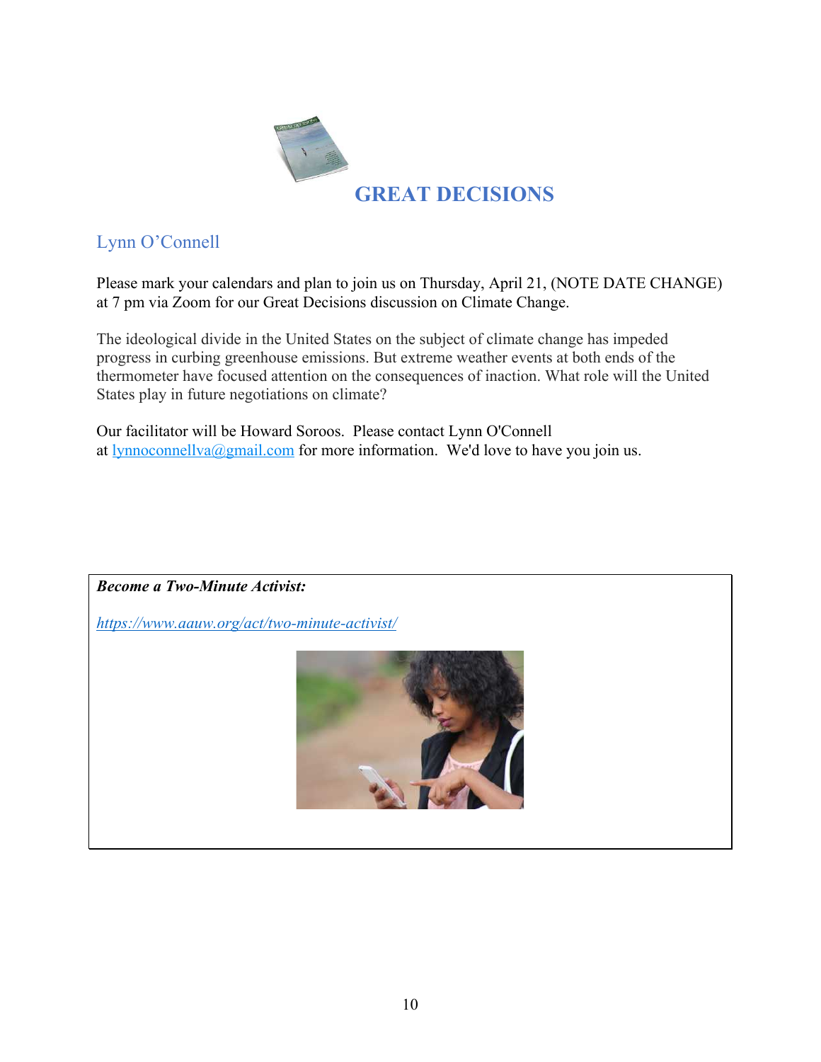# GREAT DECISIONS

## Lynn O'Connell

Please mark your calendars and plan to join us on Thursday, April 21, (NOTE DATE CHANGE) at 7 pm via Zoom for our Great Decisions discussion on Climate Change.

The ideological divide in the United States on the subject of climate change has impeded progress in curbing greenhouse emissions. But extreme weather events at both ends of the thermometer have focused attention on the consequences of inaction. What role will the United States play in future negotiations on climate?

Our facilitator will be Howard Soroos. Please contact Lynn O'Connell at lynnoconnellva@gmail.com for more information. We'd love to have you join us.

***Become a Two-Minute Activist:***

*https://www.aauw.org/act/two-minute-activist/*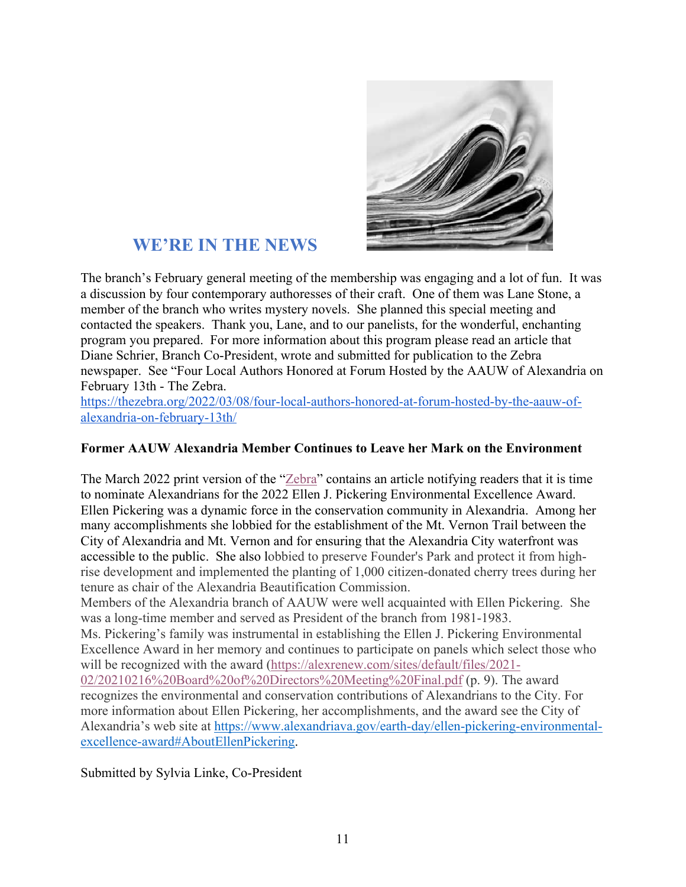## WE'RE IN THE NEWS

The branch's February general meeting of the membership was engaging and a lot of fun. It was a discussion by four contemporary authoresses of their craft. One of them was Lane Stone, a member of the branch who writes mystery novels. She planned this special meeting and contacted the speakers. Thank you, Lane, and to our panelists, for the wonderful, enchanting program you prepared. For more information about this program please read an article that Diane Schrier, Branch Co-President, wrote and submitted for publication to the Zebra newspaper. See "Four Local Authors Honored at Forum Hosted by the AAUW of Alexandria on February 13th - The Zebra.
https://thezebra.org/2022/03/08/four-local-authors-honored-at-forum-hosted-by-the-aauw-of-alexandria-on-february-13th/

**Former AAUW Alexandria Member Continues to Leave her Mark on the Environment**

The March 2022 print version of the "Zebra" contains an article notifying readers that it is time to nominate Alexandrians for the 2022 Ellen J. Pickering Environmental Excellence Award. Ellen Pickering was a dynamic force in the conservation community in Alexandria. Among her many accomplishments she lobbied for the establishment of the Mt. Vernon Trail between the City of Alexandria and Mt. Vernon and for ensuring that the Alexandria City waterfront was accessible to the public. She also lobbied to preserve Founder's Park and protect it from high-rise development and implemented the planting of 1,000 citizen-donated cherry trees during her tenure as chair of the Alexandria Beautification Commission.

Members of the Alexandria branch of AAUW were well acquainted with Ellen Pickering. She was a long-time member and served as President of the branch from 1981-1983.

Ms. Pickering's family was instrumental in establishing the Ellen J. Pickering Environmental Excellence Award in her memory and continues to participate on panels which select those who will be recognized with the award (https://alexrenew.com/sites/default/files/2021-02/20210216%20Board%20of%20Directors%20Meeting%20Final.pdf (p. 9). The award recognizes the environmental and conservation contributions of Alexandrians to the City. For more information about Ellen Pickering, her accomplishments, and the award see the City of Alexandria's web site at https://www.alexandriava.gov/earth-day/ellen-pickering-environmental-excellence-award#AboutEllenPickering.

Submitted by Sylvia Linke, Co-President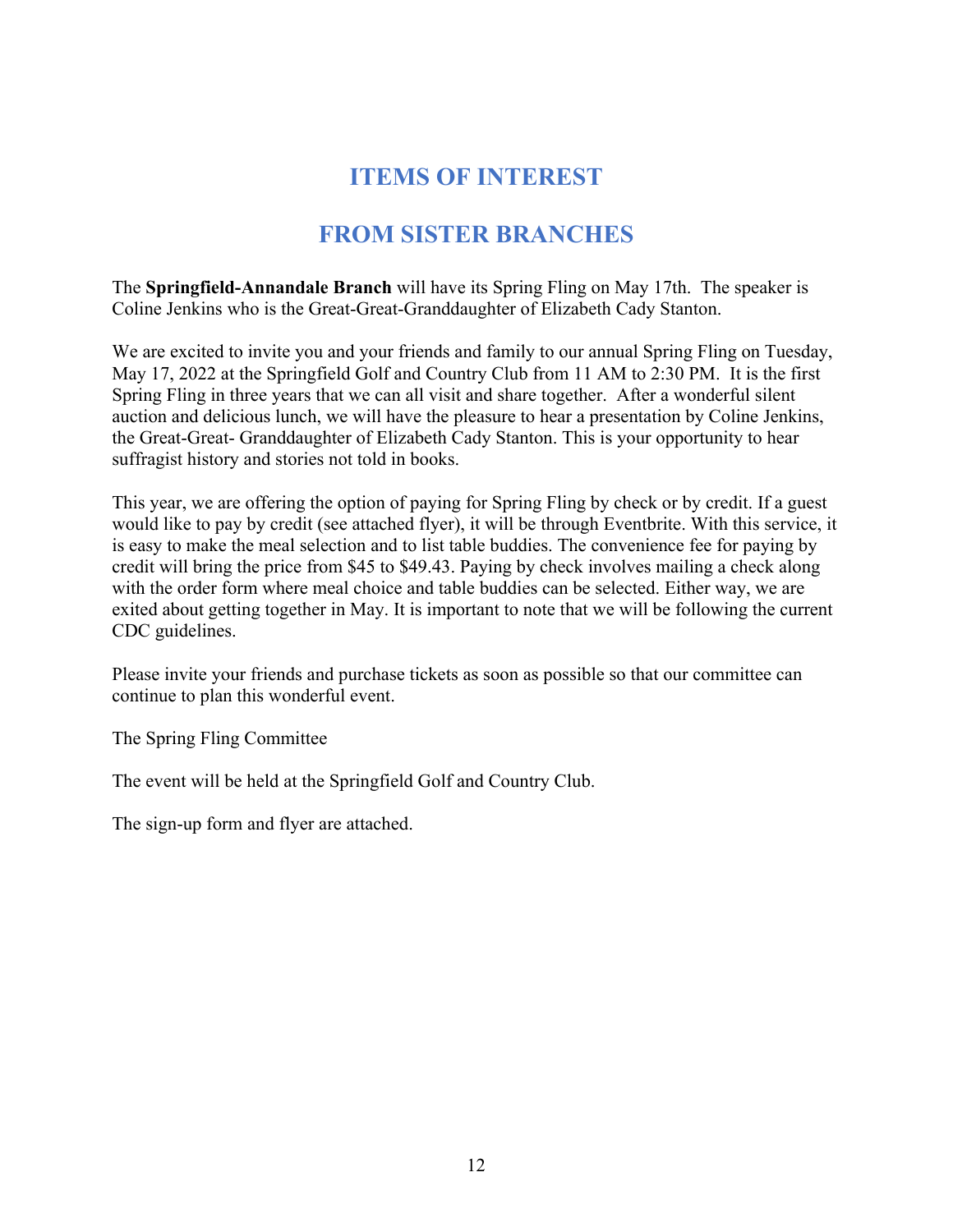# ITEMS OF INTEREST

# FROM SISTER BRANCHES

The **Springfield-Annandale Branch** will have its Spring Fling on May 17th. The speaker is Coline Jenkins who is the Great-Great-Granddaughter of Elizabeth Cady Stanton.

We are excited to invite you and your friends and family to our annual Spring Fling on Tuesday, May 17, 2022 at the Springfield Golf and Country Club from 11 AM to 2:30 PM. It is the first Spring Fling in three years that we can all visit and share together. After a wonderful silent auction and delicious lunch, we will have the pleasure to hear a presentation by Coline Jenkins, the Great-Great- Granddaughter of Elizabeth Cady Stanton. This is your opportunity to hear suffragist history and stories not told in books.

This year, we are offering the option of paying for Spring Fling by check or by credit. If a guest would like to pay by credit (see attached flyer), it will be through Eventbrite. With this service, it is easy to make the meal selection and to list table buddies. The convenience fee for paying by credit will bring the price from $45 to $49.43. Paying by check involves mailing a check along with the order form where meal choice and table buddies can be selected. Either way, we are exited about getting together in May. It is important to note that we will be following the current CDC guidelines.

Please invite your friends and purchase tickets as soon as possible so that our committee can continue to plan this wonderful event.

The Spring Fling Committee

The event will be held at the Springfield Golf and Country Club.

The sign-up form and flyer are attached.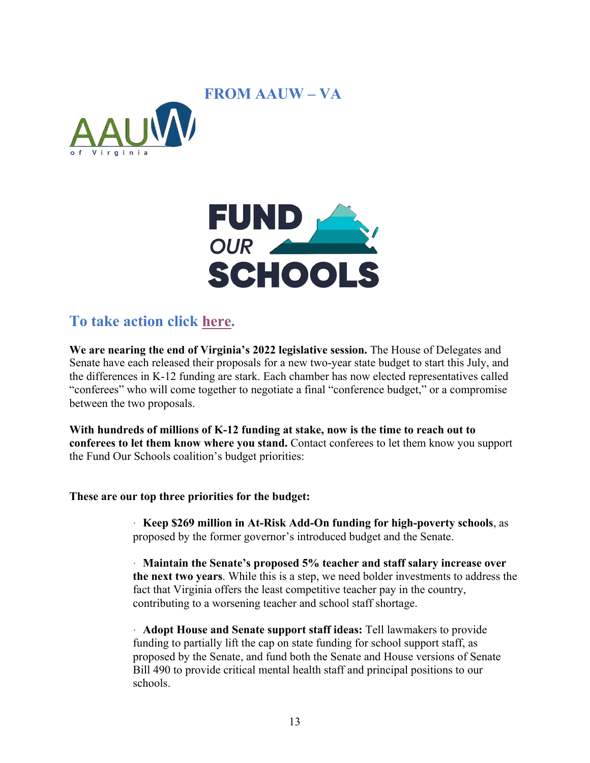## FROM AAUW – VA

## To take action click here.

**We are nearing the end of Virginia's 2022 legislative session.** The House of Delegates and Senate have each released their proposals for a new two-year state budget to start this July, and the differences in K-12 funding are stark. Each chamber has now elected representatives called "conferees" who will come together to negotiate a final "conference budget," or a compromise between the two proposals.

**With hundreds of millions of K-12 funding at stake, now is the time to reach out to conferees to let them know where you stand.** Contact conferees to let them know you support the Fund Our Schools coalition's budget priorities:

**These are our top three priorities for the budget:**

- **Keep $269 million in At-Risk Add-On funding for high-poverty schools**, as proposed by the former governor's introduced budget and the Senate.
- **Maintain the Senate's proposed 5% teacher and staff salary increase over the next two years**. While this is a step, we need bolder investments to address the fact that Virginia offers the least competitive teacher pay in the country, contributing to a worsening teacher and school staff shortage.
- **Adopt House and Senate support staff ideas:** Tell lawmakers to provide funding to partially lift the cap on state funding for school support staff, as proposed by the Senate, and fund both the Senate and House versions of Senate Bill 490 to provide critical mental health staff and principal positions to our schools.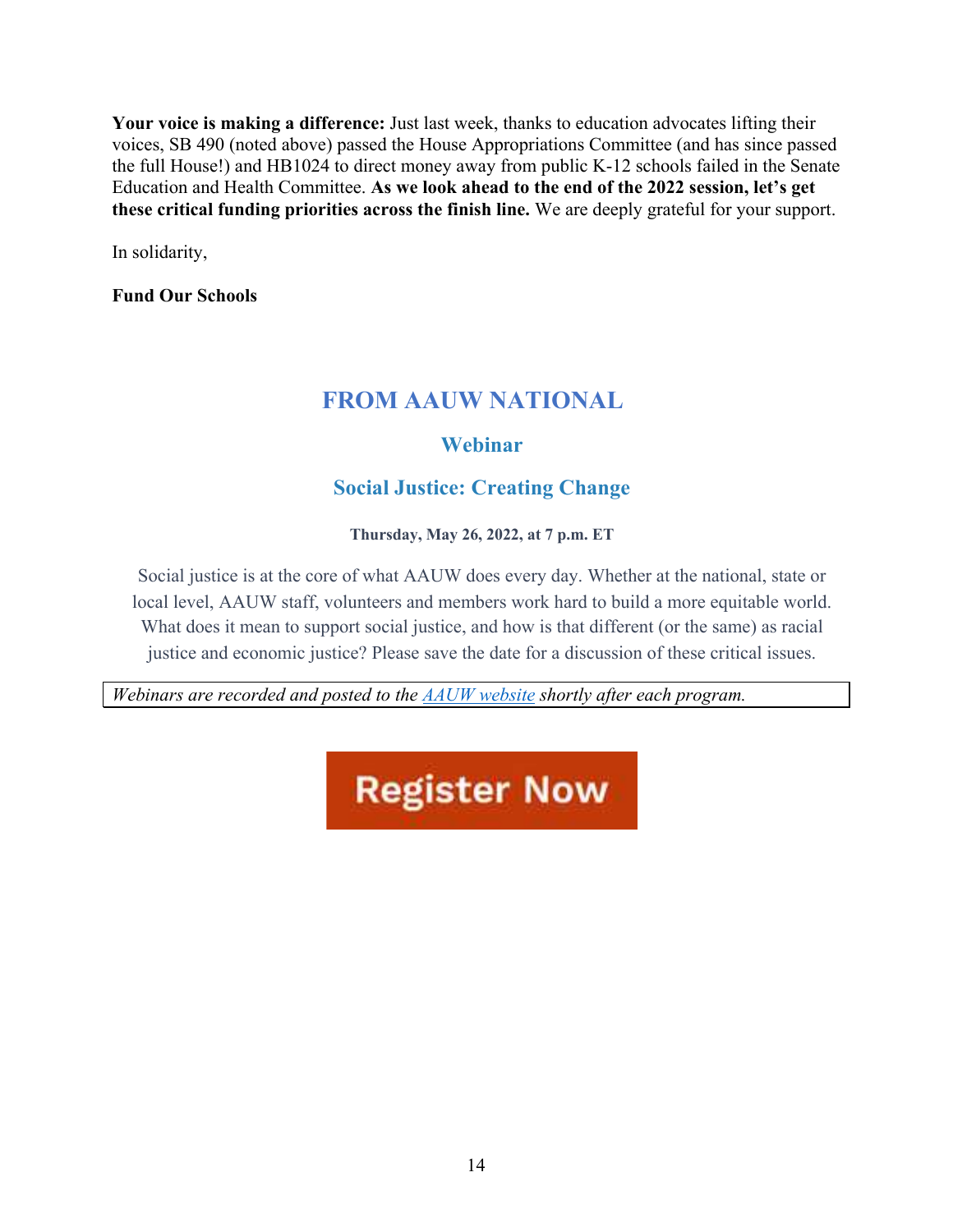**Your voice is making a difference:** Just last week, thanks to education advocates lifting their voices, SB 490 (noted above) passed the House Appropriations Committee (and has since passed the full House!) and HB1024 to direct money away from public K-12 schools failed in the Senate Education and Health Committee. **As we look ahead to the end of the 2022 session, let's get these critical funding priorities across the finish line.** We are deeply grateful for your support.

In solidarity,

**Fund Our Schools**

## FROM AAUW NATIONAL

### Webinar

### Social Justice: Creating Change

**Thursday, May 26, 2022, at 7 p.m. ET**

Social justice is at the core of what AAUW does every day. Whether at the national, state or local level, AAUW staff, volunteers and members work hard to build a more equitable world. What does it mean to support social justice, and how is that different (or the same) as racial justice and economic justice? Please save the date for a discussion of these critical issues.

*Webinars are recorded and posted to the [AAUW website]() shortly after each program.*

**Register Now**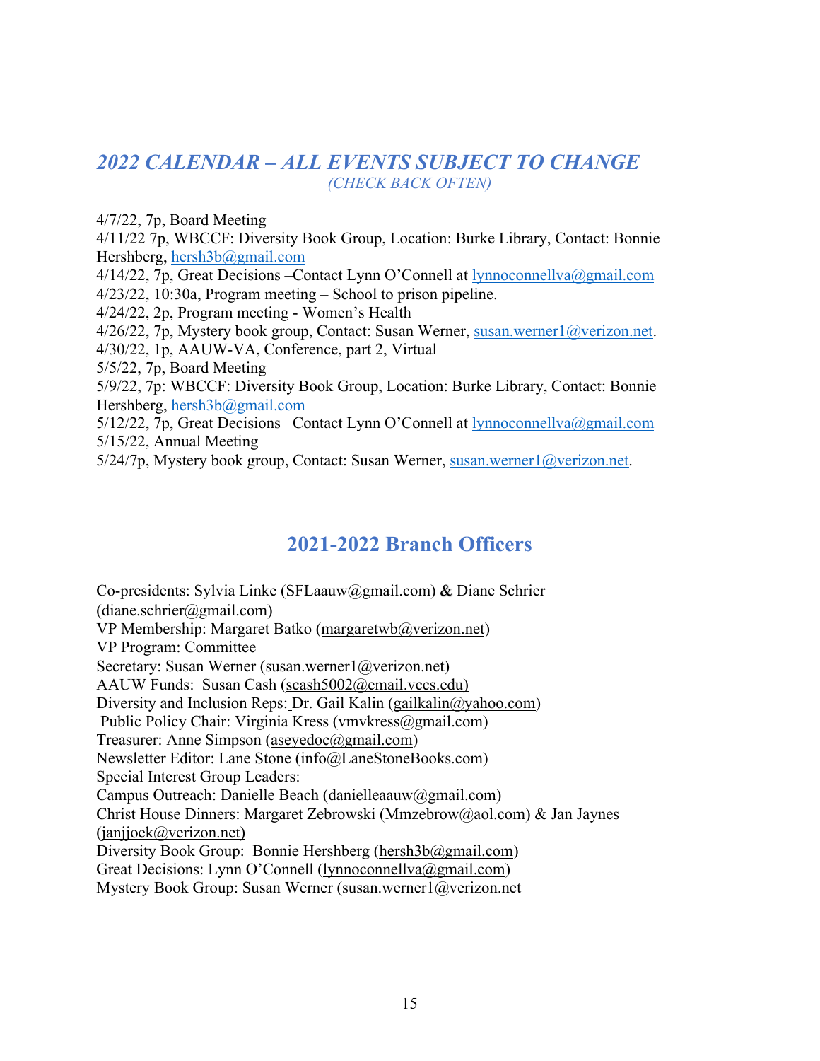## *2022 CALENDAR – ALL EVENTS SUBJECT TO CHANGE*

*(CHECK BACK OFTEN)*

4/7/22, 7p, Board Meeting
4/11/22 7p, WBCCF: Diversity Book Group, Location: Burke Library, Contact: Bonnie Hershberg, hersh3b@gmail.com
4/14/22, 7p, Great Decisions –Contact Lynn O'Connell at lynnoconnellva@gmail.com
4/23/22, 10:30a, Program meeting – School to prison pipeline.
4/24/22, 2p, Program meeting - Women's Health
4/26/22, 7p, Mystery book group, Contact: Susan Werner, susan.werner1@verizon.net.
4/30/22, 1p, AAUW-VA, Conference, part 2, Virtual
5/5/22, 7p, Board Meeting
5/9/22, 7p: WBCCF: Diversity Book Group, Location: Burke Library, Contact: Bonnie Hershberg, hersh3b@gmail.com
5/12/22, 7p, Great Decisions –Contact Lynn O'Connell at lynnoconnellva@gmail.com
5/15/22, Annual Meeting
5/24/7p, Mystery book group, Contact: Susan Werner, susan.werner1@verizon.net.

## 2021-2022 Branch Officers

Co-presidents: Sylvia Linke (SFLaauw@gmail.com) & Diane Schrier (diane.schrier@gmail.com)
VP Membership: Margaret Batko (margaretwb@verizon.net)
VP Program: Committee
Secretary: Susan Werner (susan.werner1@verizon.net)
AAUW Funds: Susan Cash (scash5002@email.vccs.edu)
Diversity and Inclusion Reps: Dr. Gail Kalin (gailkalin@yahoo.com)
Public Policy Chair: Virginia Kress (vmvkress@gmail.com)
Treasurer: Anne Simpson (aseyedoc@gmail.com)
Newsletter Editor: Lane Stone (info@LaneStoneBooks.com)
Special Interest Group Leaders:
Campus Outreach: Danielle Beach (danielleaauw@gmail.com)
Christ House Dinners: Margaret Zebrowski (Mmzebrow@aol.com) & Jan Jaynes (janjjoek@verizon.net)
Diversity Book Group: Bonnie Hershberg (hersh3b@gmail.com)
Great Decisions: Lynn O'Connell (lynnoconnellva@gmail.com)
Mystery Book Group: Susan Werner (susan.werner1@verizon.net